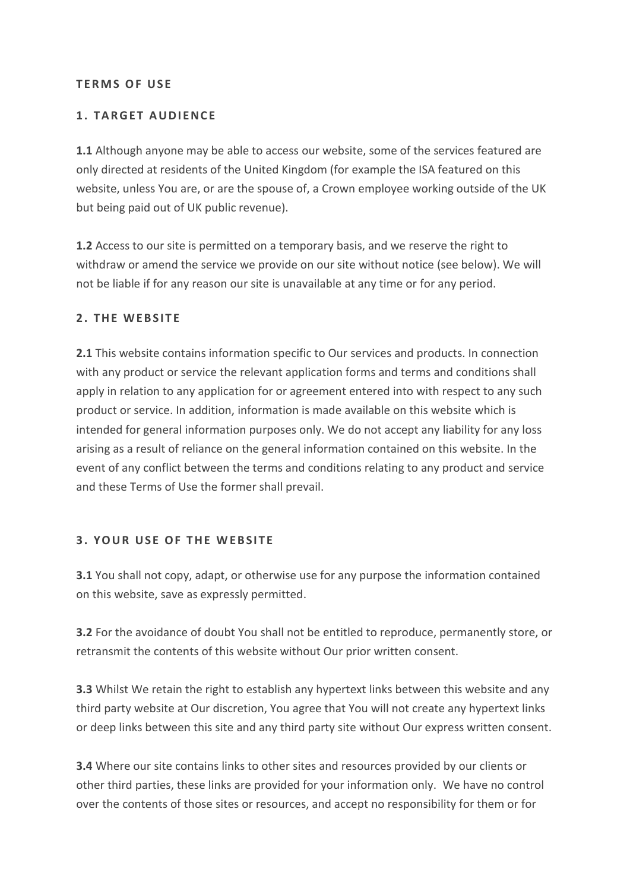# TERMS OF USE

## 1. TARGET AUDIENCE

**1.1** Although anyone may be able to access our website, some of the services featured are only directed at residents of the United Kingdom (for example the ISA featured on this website, unless You are, or are the spouse of, a Crown employee working outside of the UK but being paid out of UK public revenue).

**1.2** Access to our site is permitted on a temporary basis, and we reserve the right to withdraw or amend the service we provide on our site without notice (see below). We will not be liable if for any reason our site is unavailable at any time or for any period.

## 2. THE WEBSITE

**2.1** This website contains information specific to Our services and products. In connection with any product or service the relevant application forms and terms and conditions shall apply in relation to any application for or agreement entered into with respect to any such product or service. In addition, information is made available on this website which is intended for general information purposes only. We do not accept any liability for any loss arising as a result of reliance on the general information contained on this website. In the event of any conflict between the terms and conditions relating to any product and service and these Terms of Use the former shall prevail.

## 3. YOUR USE OF THE WEBSITE

**3.1** You shall not copy, adapt, or otherwise use for any purpose the information contained on this website, save as expressly permitted.

**3.2** For the avoidance of doubt You shall not be entitled to reproduce, permanently store, or retransmit the contents of this website without Our prior written consent.

**3.3** Whilst We retain the right to establish any hypertext links between this website and any third party website at Our discretion, You agree that You will not create any hypertext links or deep links between this site and any third party site without Our express written consent.

**3.4** Where our site contains links to other sites and resources provided by our clients or other third parties, these links are provided for your information only. We have no control over the contents of those sites or resources, and accept no responsibility for them or for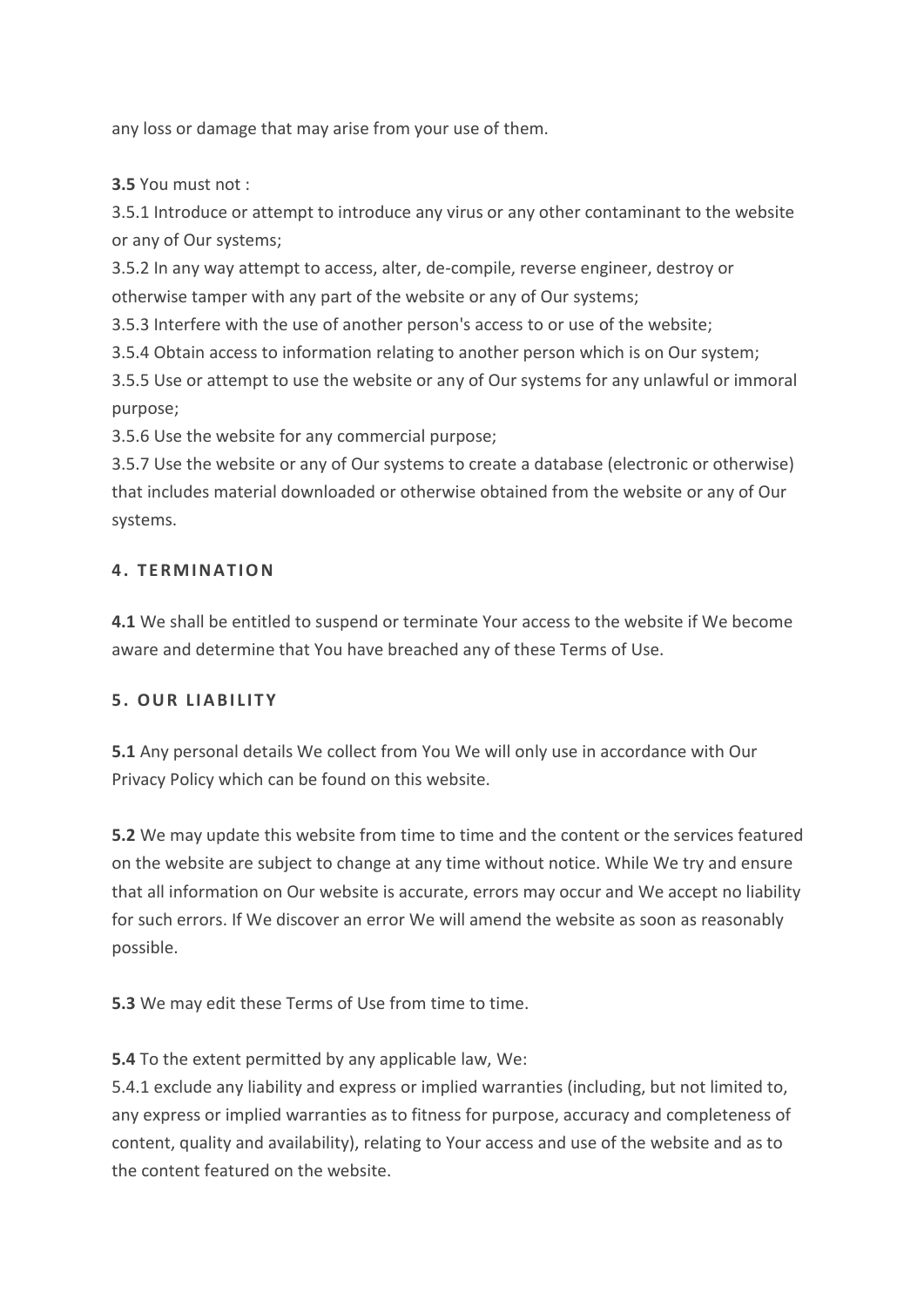any loss or damage that may arise from your use of them.

**3.5** You must not :

3.5.1 Introduce or attempt to introduce any virus or any other contaminant to the website or any of Our systems;

3.5.2 In any way attempt to access, alter, de-compile, reverse engineer, destroy or otherwise tamper with any part of the website or any of Our systems;

3.5.3 Interfere with the use of another person's access to or use of the website;

3.5.4 Obtain access to information relating to another person which is on Our system;

3.5.5 Use or attempt to use the website or any of Our systems for any unlawful or immoral purpose;

3.5.6 Use the website for any commercial purpose;

3.5.7 Use the website or any of Our systems to create a database (electronic or otherwise) that includes material downloaded or otherwise obtained from the website or any of Our systems.

## 4. TERMINATION

**4.1** We shall be entitled to suspend or terminate Your access to the website if We become aware and determine that You have breached any of these Terms of Use.

## 5. OUR LIABILITY

**5.1** Any personal details We collect from You We will only use in accordance with Our Privacy Policy which can be found on this website.

**5.2** We may update this website from time to time and the content or the services featured on the website are subject to change at any time without notice. While We try and ensure that all information on Our website is accurate, errors may occur and We accept no liability for such errors. If We discover an error We will amend the website as soon as reasonably possible.

**5.3** We may edit these Terms of Use from time to time.

**5.4** To the extent permitted by any applicable law, We:

5.4.1 exclude any liability and express or implied warranties (including, but not limited to, any express or implied warranties as to fitness for purpose, accuracy and completeness of content, quality and availability), relating to Your access and use of the website and as to the content featured on the website.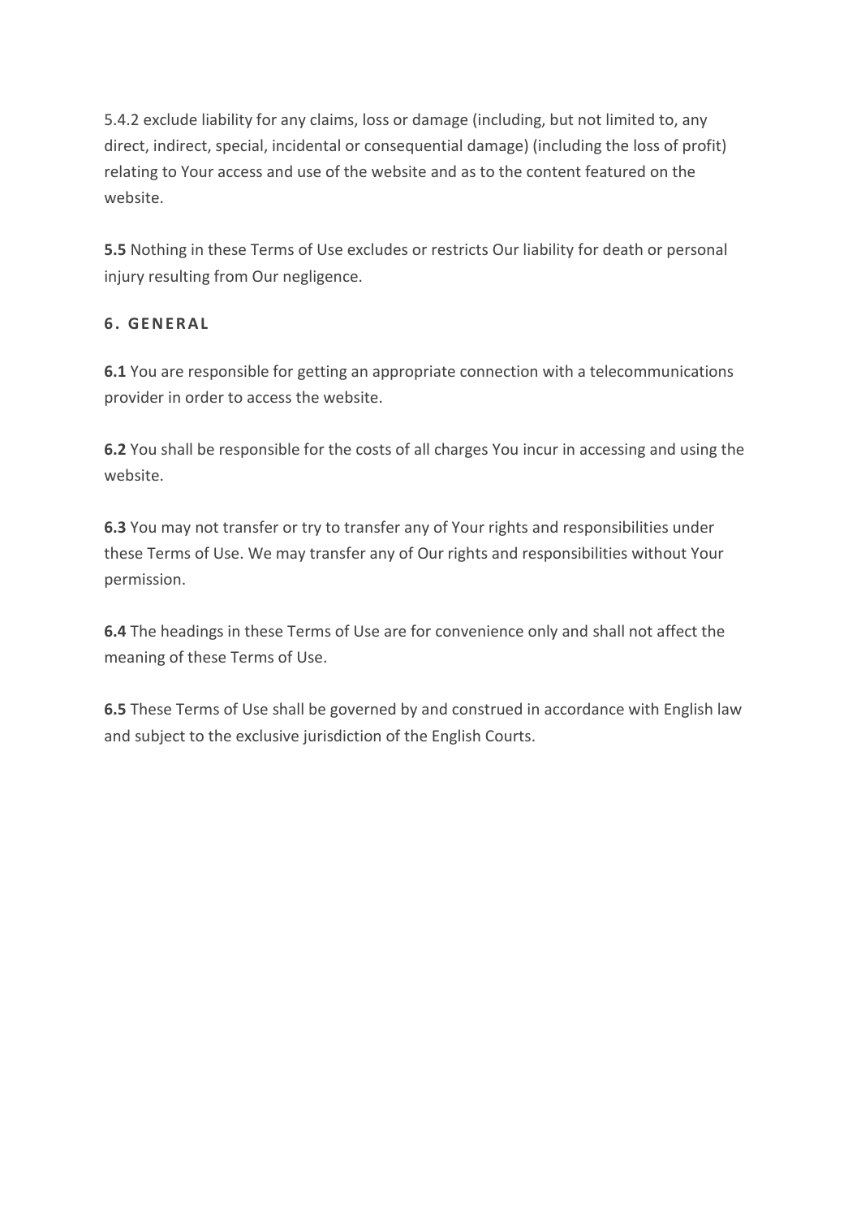5.4.2 exclude liability for any claims, loss or damage (including, but not limited to, any direct, indirect, special, incidental or consequential damage) (including the loss of profit) relating to Your access and use of the website and as to the content featured on the website.

**5.5** Nothing in these Terms of Use excludes or restricts Our liability for death or personal injury resulting from Our negligence.

## 6. GENERAL

**6.1** You are responsible for getting an appropriate connection with a telecommunications provider in order to access the website.

**6.2** You shall be responsible for the costs of all charges You incur in accessing and using the website.

**6.3** You may not transfer or try to transfer any of Your rights and responsibilities under these Terms of Use. We may transfer any of Our rights and responsibilities without Your permission.

**6.4** The headings in these Terms of Use are for convenience only and shall not affect the meaning of these Terms of Use.

**6.5** These Terms of Use shall be governed by and construed in accordance with English law and subject to the exclusive jurisdiction of the English Courts.